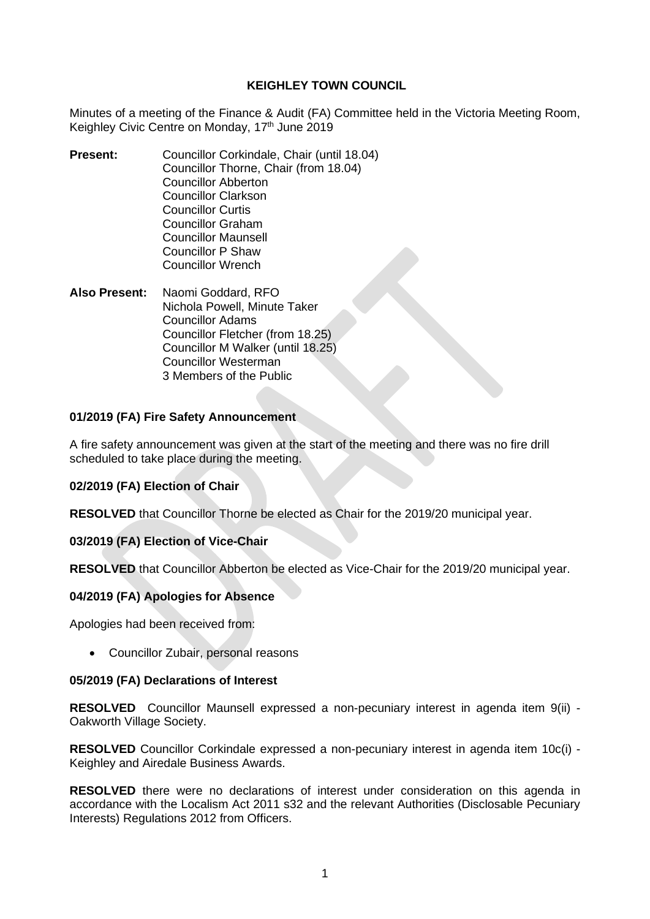**KEIGHLEY TOWN COUNCIL**

Minutes of a meeting of the Finance & Audit (FA) Committee held in the Victoria Meeting Room, Keighley Civic Centre on Monday, 17th June 2019

**Present:**
Councillor Corkindale, Chair (until 18.04)
Councillor Thorne, Chair (from 18.04)
Councillor Abberton
Councillor Clarkson
Councillor Curtis
Councillor Graham
Councillor Maunsell
Councillor P Shaw
Councillor Wrench

**Also Present:**
Naomi Goddard, RFO
Nichola Powell, Minute Taker
Councillor Adams
Councillor Fletcher (from 18.25)
Councillor M Walker (until 18.25)
Councillor Westerman
3 Members of the Public

### 01/2019 (FA) Fire Safety Announcement

A fire safety announcement was given at the start of the meeting and there was no fire drill scheduled to take place during the meeting.

### 02/2019 (FA) Election of Chair

**RESOLVED** that Councillor Thorne be elected as Chair for the 2019/20 municipal year.

### 03/2019 (FA) Election of Vice-Chair

**RESOLVED** that Councillor Abberton be elected as Vice-Chair for the 2019/20 municipal year.

### 04/2019 (FA) Apologies for Absence

Apologies had been received from:

- Councillor Zubair, personal reasons

### 05/2019 (FA) Declarations of Interest

**RESOLVED** Councillor Maunsell expressed a non-pecuniary interest in agenda item 9(ii) - Oakworth Village Society.

**RESOLVED** Councillor Corkindale expressed a non-pecuniary interest in agenda item 10c(i) - Keighley and Airedale Business Awards.

**RESOLVED** there were no declarations of interest under consideration on this agenda in accordance with the Localism Act 2011 s32 and the relevant Authorities (Disclosable Pecuniary Interests) Regulations 2012 from Officers.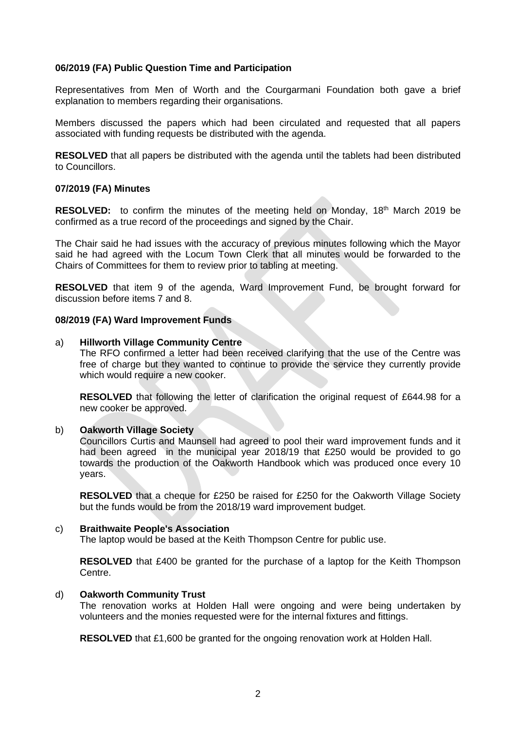**06/2019 (FA) Public Question Time and Participation**

Representatives from Men of Worth and the Courgarmani Foundation both gave a brief explanation to members regarding their organisations.

Members discussed the papers which had been circulated and requested that all papers associated with funding requests be distributed with the agenda.

**RESOLVED** that all papers be distributed with the agenda until the tablets had been distributed to Councillors.

**07/2019 (FA) Minutes**

**RESOLVED:** to confirm the minutes of the meeting held on Monday, 18th March 2019 be confirmed as a true record of the proceedings and signed by the Chair.

The Chair said he had issues with the accuracy of previous minutes following which the Mayor said he had agreed with the Locum Town Clerk that all minutes would be forwarded to the Chairs of Committees for them to review prior to tabling at meeting.

**RESOLVED** that item 9 of the agenda, Ward Improvement Fund, be brought forward for discussion before items 7 and 8.

**08/2019 (FA) Ward Improvement Funds**

a) **Hillworth Village Community Centre**
The RFO confirmed a letter had been received clarifying that the use of the Centre was free of charge but they wanted to continue to provide the service they currently provide which would require a new cooker.

**RESOLVED** that following the letter of clarification the original request of £644.98 for a new cooker be approved.

b) **Oakworth Village Society**
Councillors Curtis and Maunsell had agreed to pool their ward improvement funds and it had been agreed in the municipal year 2018/19 that £250 would be provided to go towards the production of the Oakworth Handbook which was produced once every 10 years.

**RESOLVED** that a cheque for £250 be raised for £250 for the Oakworth Village Society but the funds would be from the 2018/19 ward improvement budget.

c) **Braithwaite People's Association**
The laptop would be based at the Keith Thompson Centre for public use.

**RESOLVED** that £400 be granted for the purchase of a laptop for the Keith Thompson Centre.

d) **Oakworth Community Trust**
The renovation works at Holden Hall were ongoing and were being undertaken by volunteers and the monies requested were for the internal fixtures and fittings.

**RESOLVED** that £1,600 be granted for the ongoing renovation work at Holden Hall.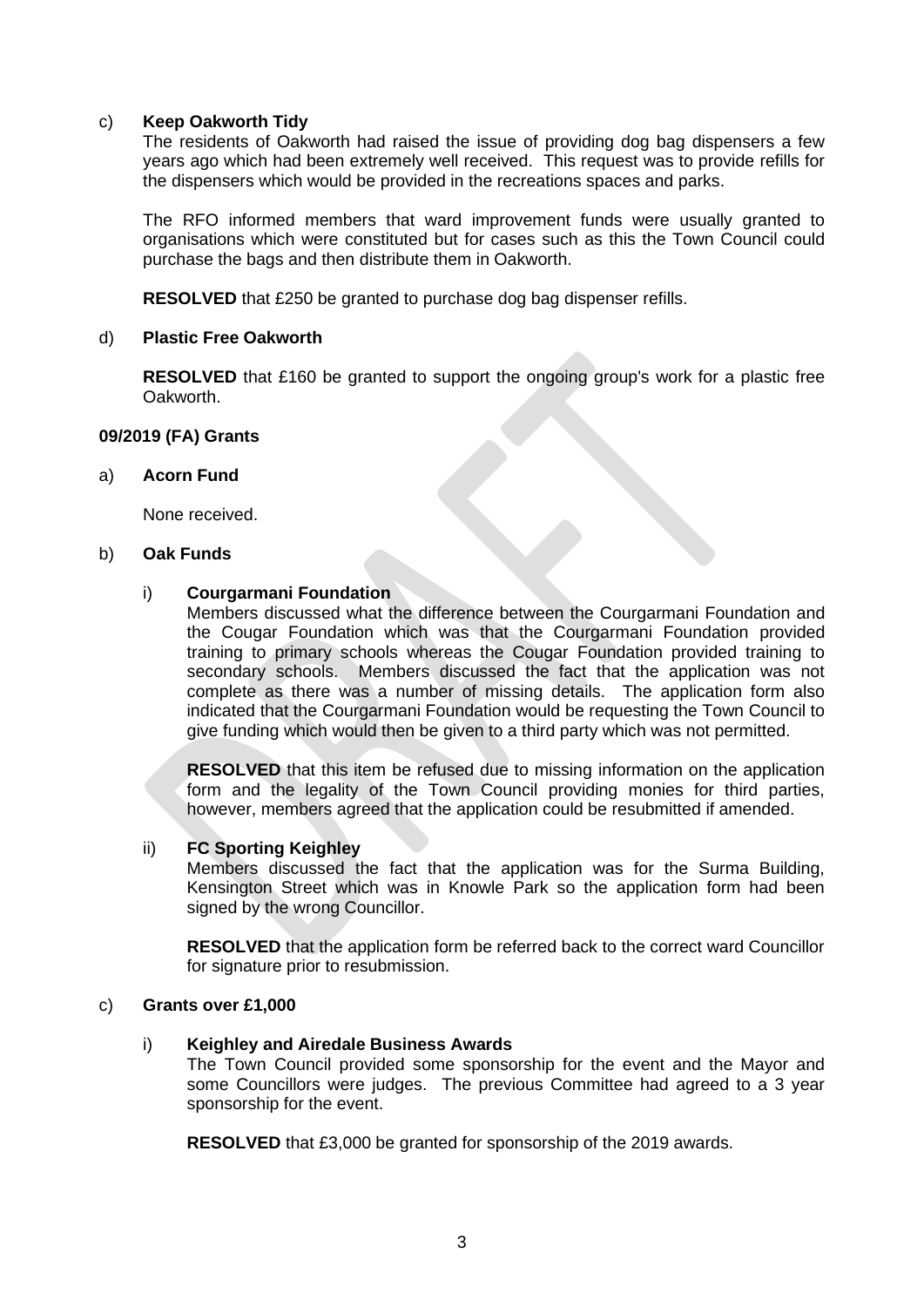c) **Keep Oakworth Tidy**

The residents of Oakworth had raised the issue of providing dog bag dispensers a few years ago which had been extremely well received. This request was to provide refills for the dispensers which would be provided in the recreations spaces and parks.

The RFO informed members that ward improvement funds were usually granted to organisations which were constituted but for cases such as this the Town Council could purchase the bags and then distribute them in Oakworth.

**RESOLVED** that £250 be granted to purchase dog bag dispenser refills.

d) **Plastic Free Oakworth**

**RESOLVED** that £160 be granted to support the ongoing group's work for a plastic free Oakworth.

**09/2019 (FA) Grants**

a) **Acorn Fund**

None received.

b) **Oak Funds**

i) **Courgarmani Foundation**

Members discussed what the difference between the Courgarmani Foundation and the Cougar Foundation which was that the Courgarmani Foundation provided training to primary schools whereas the Cougar Foundation provided training to secondary schools. Members discussed the fact that the application was not complete as there was a number of missing details. The application form also indicated that the Courgarmani Foundation would be requesting the Town Council to give funding which would then be given to a third party which was not permitted.

**RESOLVED** that this item be refused due to missing information on the application form and the legality of the Town Council providing monies for third parties, however, members agreed that the application could be resubmitted if amended.

ii) **FC Sporting Keighley**

Members discussed the fact that the application was for the Surma Building, Kensington Street which was in Knowle Park so the application form had been signed by the wrong Councillor.

**RESOLVED** that the application form be referred back to the correct ward Councillor for signature prior to resubmission.

c) **Grants over £1,000**

i) **Keighley and Airedale Business Awards**

The Town Council provided some sponsorship for the event and the Mayor and some Councillors were judges. The previous Committee had agreed to a 3 year sponsorship for the event.

**RESOLVED** that £3,000 be granted for sponsorship of the 2019 awards.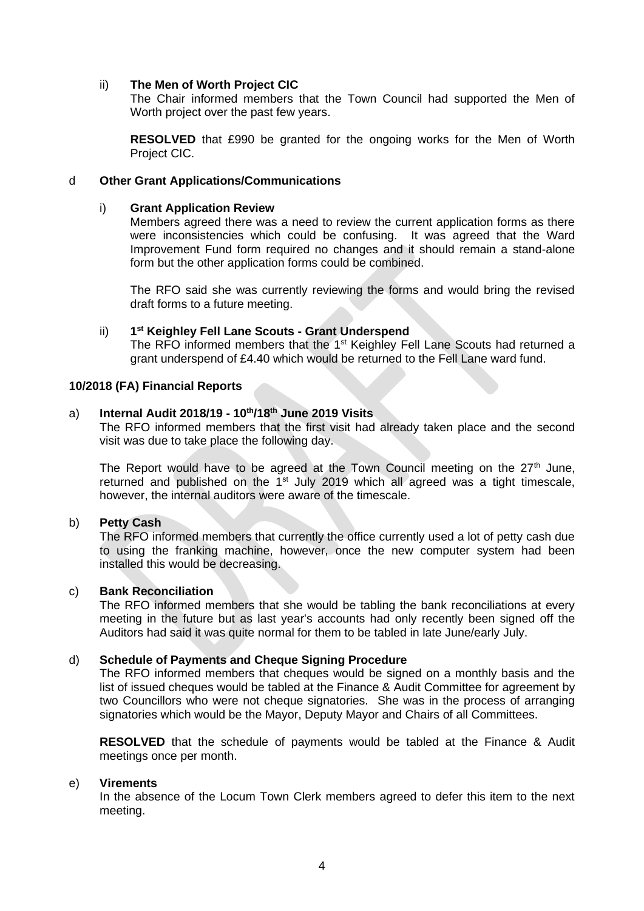ii) **The Men of Worth Project CIC**

The Chair informed members that the Town Council had supported the Men of Worth project over the past few years.

**RESOLVED** that £990 be granted for the ongoing works for the Men of Worth Project CIC.

d **Other Grant Applications/Communications**

i) **Grant Application Review**

Members agreed there was a need to review the current application forms as there were inconsistencies which could be confusing. It was agreed that the Ward Improvement Fund form required no changes and it should remain a stand-alone form but the other application forms could be combined.

The RFO said she was currently reviewing the forms and would bring the revised draft forms to a future meeting.

ii) **1st Keighley Fell Lane Scouts - Grant Underspend**

The RFO informed members that the 1st Keighley Fell Lane Scouts had returned a grant underspend of £4.40 which would be returned to the Fell Lane ward fund.

**10/2018 (FA) Financial Reports**

a) **Internal Audit 2018/19 - 10th/18th June 2019 Visits**

The RFO informed members that the first visit had already taken place and the second visit was due to take place the following day.

The Report would have to be agreed at the Town Council meeting on the 27th June, returned and published on the 1st July 2019 which all agreed was a tight timescale, however, the internal auditors were aware of the timescale.

b) **Petty Cash**

The RFO informed members that currently the office currently used a lot of petty cash due to using the franking machine, however, once the new computer system had been installed this would be decreasing.

c) **Bank Reconciliation**

The RFO informed members that she would be tabling the bank reconciliations at every meeting in the future but as last year's accounts had only recently been signed off the Auditors had said it was quite normal for them to be tabled in late June/early July.

d) **Schedule of Payments and Cheque Signing Procedure**

The RFO informed members that cheques would be signed on a monthly basis and the list of issued cheques would be tabled at the Finance & Audit Committee for agreement by two Councillors who were not cheque signatories. She was in the process of arranging signatories which would be the Mayor, Deputy Mayor and Chairs of all Committees.

**RESOLVED** that the schedule of payments would be tabled at the Finance & Audit meetings once per month.

e) **Virements**

In the absence of the Locum Town Clerk members agreed to defer this item to the next meeting.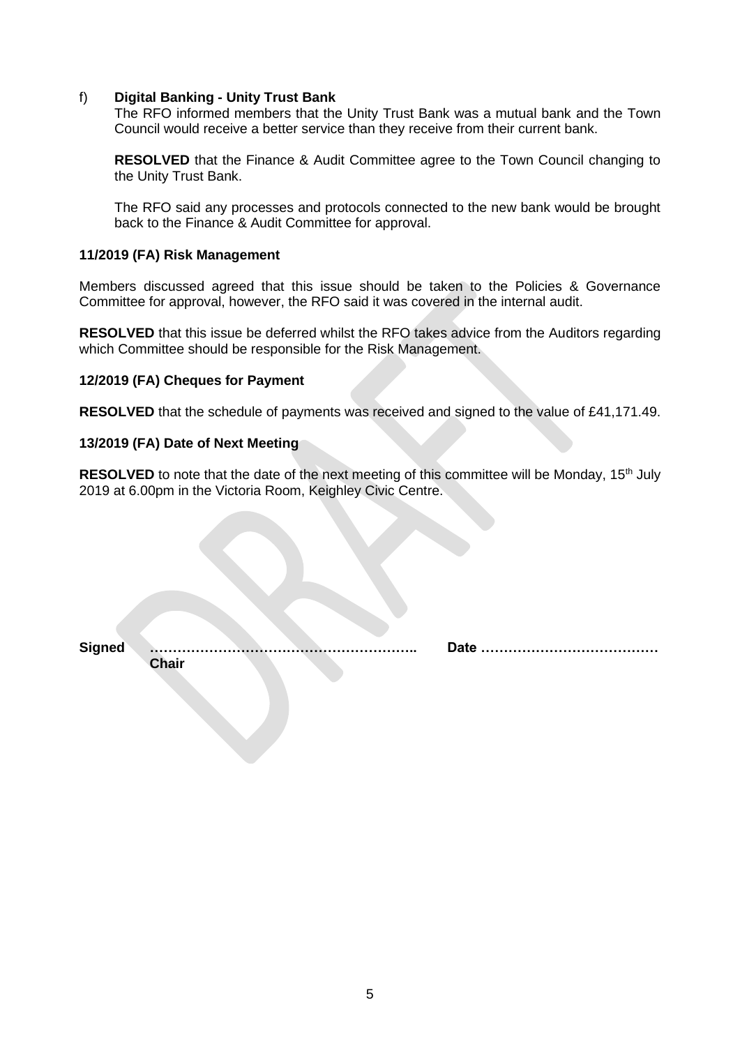f) **Digital Banking - Unity Trust Bank**

The RFO informed members that the Unity Trust Bank was a mutual bank and the Town Council would receive a better service than they receive from their current bank.

**RESOLVED** that the Finance & Audit Committee agree to the Town Council changing to the Unity Trust Bank.

The RFO said any processes and protocols connected to the new bank would be brought back to the Finance & Audit Committee for approval.

**11/2019 (FA) Risk Management**

Members discussed agreed that this issue should be taken to the Policies & Governance Committee for approval, however, the RFO said it was covered in the internal audit.

**RESOLVED** that this issue be deferred whilst the RFO takes advice from the Auditors regarding which Committee should be responsible for the Risk Management.

**12/2019 (FA) Cheques for Payment**

**RESOLVED** that the schedule of payments was received and signed to the value of £41,171.49.

**13/2019 (FA) Date of Next Meeting**

**RESOLVED** to note that the date of the next meeting of this committee will be Monday, 15th July 2019 at 6.00pm in the Victoria Room, Keighley Civic Centre.

**Signed** ………………………………………………….. **Date** …………………………………
**Chair**